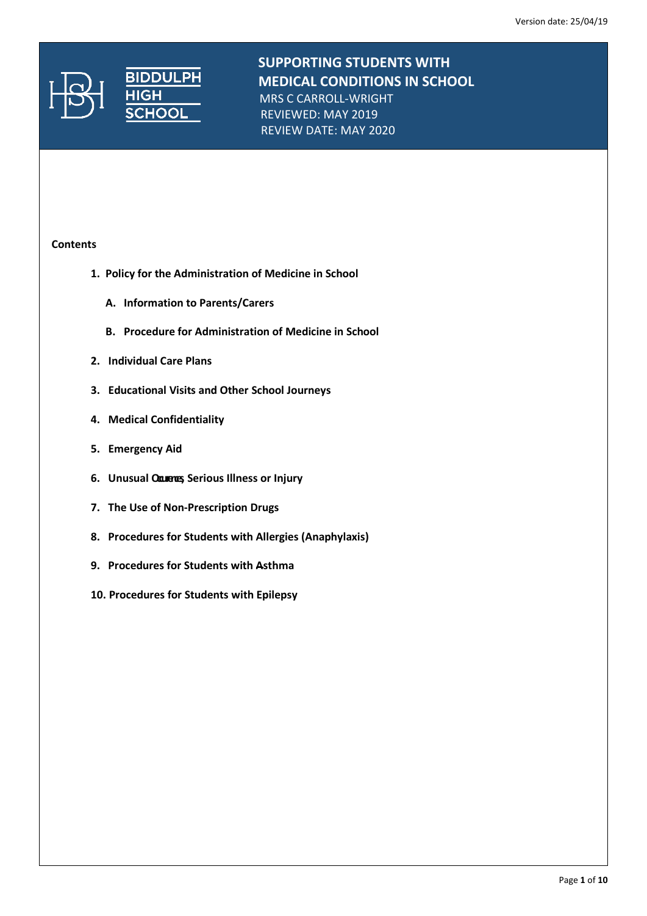# SUPPORTING STUDENTS WITH MEDICAL CONDITIONS IN SCHOOL

BIDDULPH HIGH SCHOOL

MRS C CARROLL-WRIGHT
REVIEWED: MAY 2019
REVIEW DATE: MAY 2020

Version date: 25/04/19

**Contents**

1. **Policy for the Administration of Medicine in School**
   - A. **Information to Parents/Carers**
   - B. **Procedure for Administration of Medicine in School**
2. **Individual Care Plans**
3. **Educational Visits and Other School Journeys**
4. **Medical Confidentiality**
5. **Emergency Aid**
6. **Unusual Occurrences, Serious Illness or Injury**
7. **The Use of Non-Prescription Drugs**
8. **Procedures for Students with Allergies (Anaphylaxis)**
9. **Procedures for Students with Asthma**
10. **Procedures for Students with Epilepsy**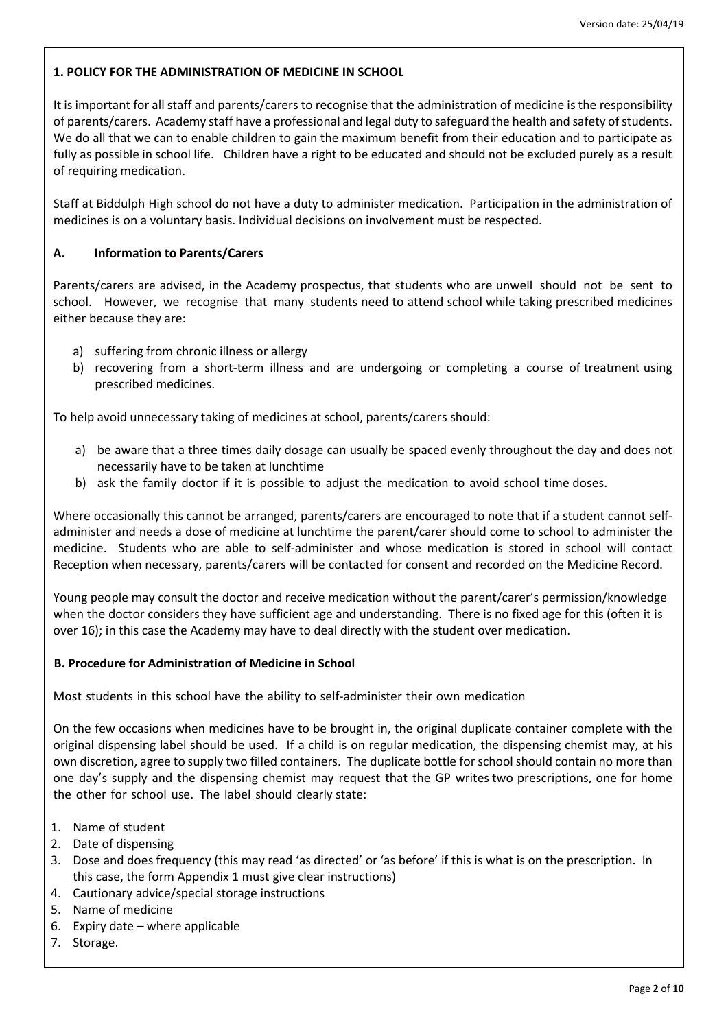## 1. POLICY FOR THE ADMINISTRATION OF MEDICINE IN SCHOOL

It is important for all staff and parents/carers to recognise that the administration of medicine is the responsibility of parents/carers. Academy staff have a professional and legal duty to safeguard the health and safety of students. We do all that we can to enable children to gain the maximum benefit from their education and to participate as fully as possible in school life. Children have a right to be educated and should not be excluded purely as a result of requiring medication.

Staff at Biddulph High school do not have a duty to administer medication. Participation in the administration of medicines is on a voluntary basis. Individual decisions on involvement must be respected.

### A. Information to Parents/Carers

Parents/carers are advised, in the Academy prospectus, that students who are unwell should not be sent to school. However, we recognise that many students need to attend school while taking prescribed medicines either because they are:

a) suffering from chronic illness or allergy
b) recovering from a short-term illness and are undergoing or completing a course of treatment using prescribed medicines.

To help avoid unnecessary taking of medicines at school, parents/carers should:

a) be aware that a three times daily dosage can usually be spaced evenly throughout the day and does not necessarily have to be taken at lunchtime
b) ask the family doctor if it is possible to adjust the medication to avoid school time doses.

Where occasionally this cannot be arranged, parents/carers are encouraged to note that if a student cannot self-administer and needs a dose of medicine at lunchtime the parent/carer should come to school to administer the medicine. Students who are able to self-administer and whose medication is stored in school will contact Reception when necessary, parents/carers will be contacted for consent and recorded on the Medicine Record.

Young people may consult the doctor and receive medication without the parent/carer's permission/knowledge when the doctor considers they have sufficient age and understanding. There is no fixed age for this (often it is over 16); in this case the Academy may have to deal directly with the student over medication.

### B. Procedure for Administration of Medicine in School

Most students in this school have the ability to self-administer their own medication

On the few occasions when medicines have to be brought in, the original duplicate container complete with the original dispensing label should be used. If a child is on regular medication, the dispensing chemist may, at his own discretion, agree to supply two filled containers. The duplicate bottle for school should contain no more than one day's supply and the dispensing chemist may request that the GP writes two prescriptions, one for home the other for school use. The label should clearly state:

1. Name of student
2. Date of dispensing
3. Dose and does frequency (this may read 'as directed' or 'as before' if this is what is on the prescription. In this case, the form Appendix 1 must give clear instructions)
4. Cautionary advice/special storage instructions
5. Name of medicine
6. Expiry date – where applicable
7. Storage.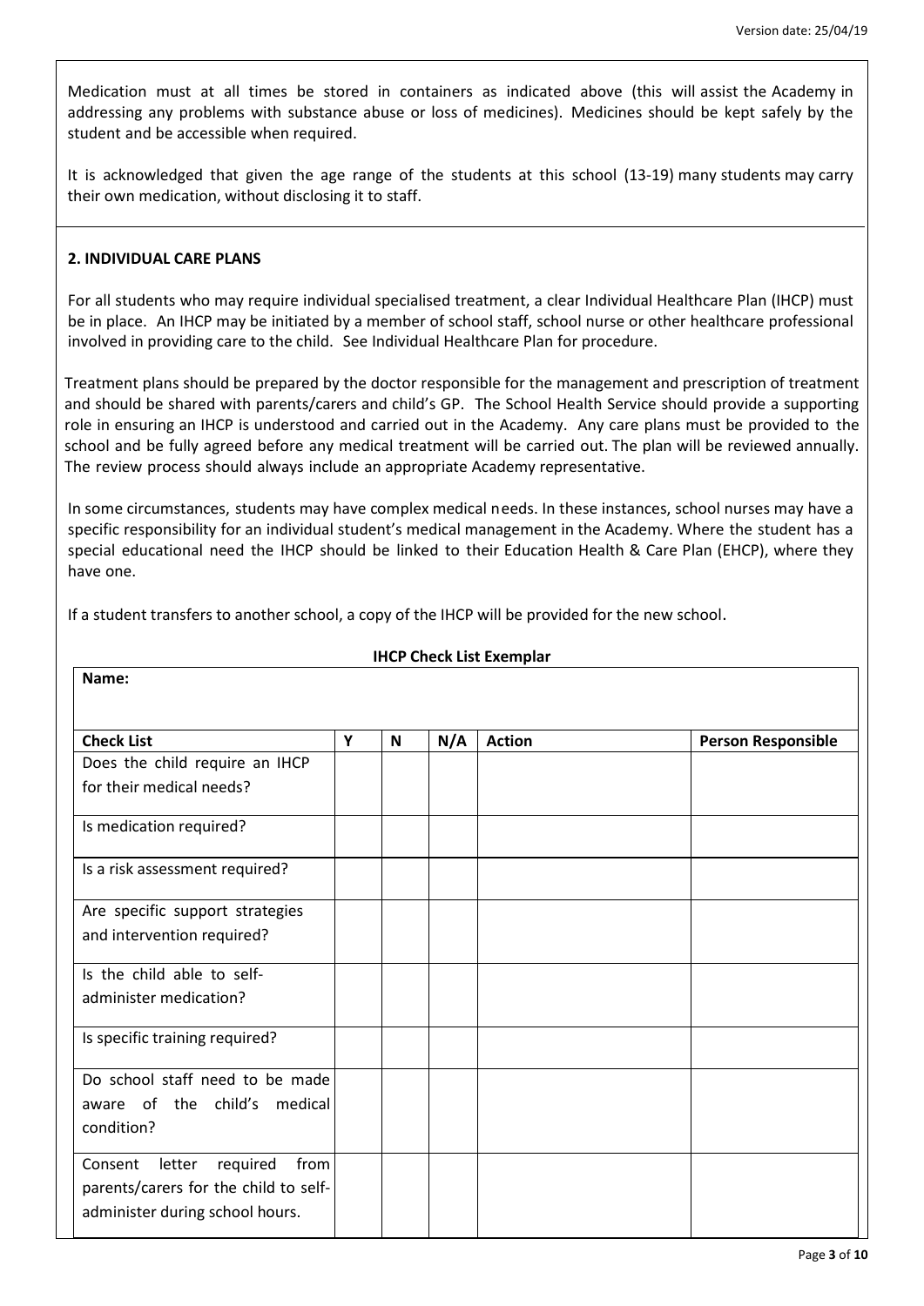Medication must at all times be stored in containers as indicated above (this will assist the Academy in addressing any problems with substance abuse or loss of medicines). Medicines should be kept safely by the student and be accessible when required.

It is acknowledged that given the age range of the students at this school (13-19) many students may carry their own medication, without disclosing it to staff.

## 2. INDIVIDUAL CARE PLANS

For all students who may require individual specialised treatment, a clear Individual Healthcare Plan (IHCP) must be in place. An IHCP may be initiated by a member of school staff, school nurse or other healthcare professional involved in providing care to the child. See Individual Healthcare Plan for procedure.

Treatment plans should be prepared by the doctor responsible for the management and prescription of treatment and should be shared with parents/carers and child's GP. The School Health Service should provide a supporting role in ensuring an IHCP is understood and carried out in the Academy. Any care plans must be provided to the school and be fully agreed before any medical treatment will be carried out. The plan will be reviewed annually. The review process should always include an appropriate Academy representative.

In some circumstances, students may have complex medical needs. In these instances, school nurses may have a specific responsibility for an individual student's medical management in the Academy. Where the student has a special educational need the IHCP should be linked to their Education Health & Care Plan (EHCP), where they have one.

If a student transfers to another school, a copy of the IHCP will be provided for the new school.

**IHCP Check List Exemplar**

**Name:**

| Check List | Y | N | N/A | Action | Person Responsible |
|---|---|---|---|---|---|
| Does the child require an IHCP for their medical needs? | | | | | |
| Is medication required? | | | | | |
| Is a risk assessment required? | | | | | |
| Are specific support strategies and intervention required? | | | | | |
| Is the child able to self-administer medication? | | | | | |
| Is specific training required? | | | | | |
| Do school staff need to be made aware of the child's medical condition? | | | | | |
| Consent letter required from parents/carers for the child to self-administer during school hours. | | | | | |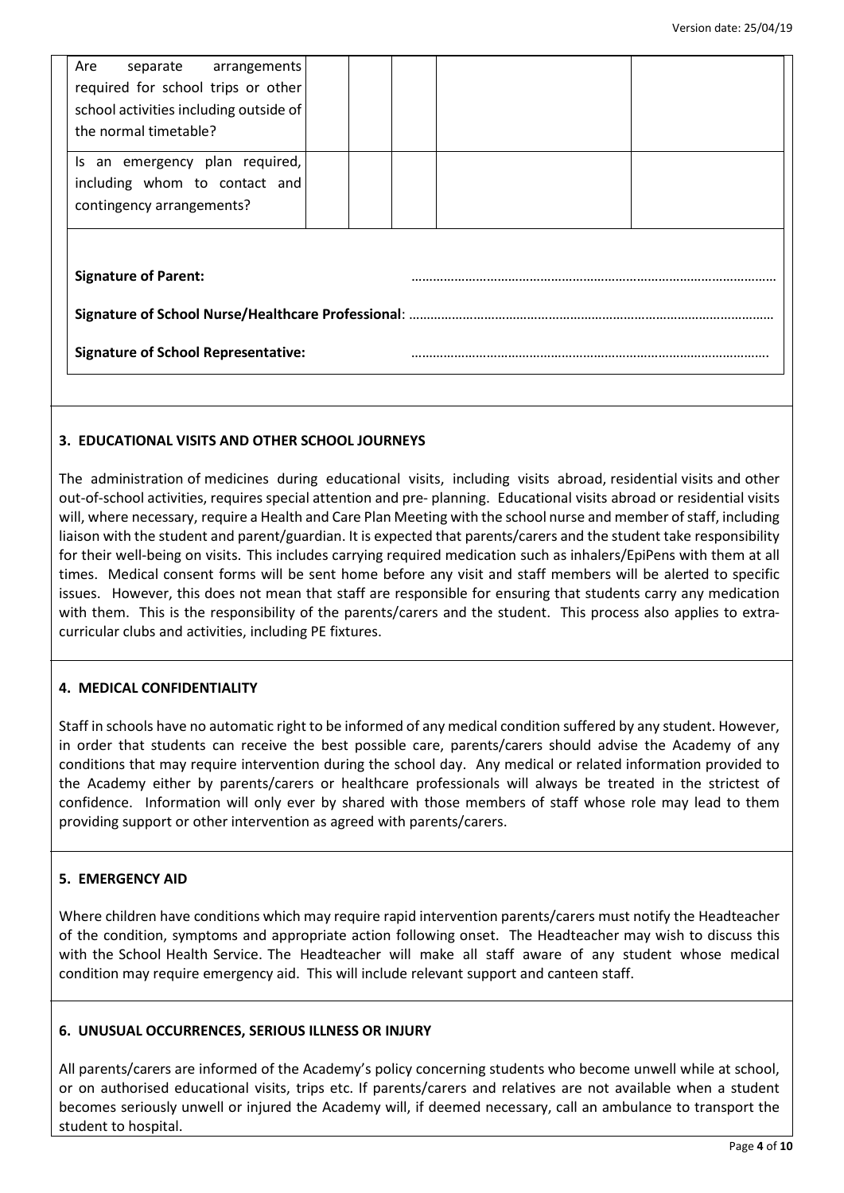| | | | | |
|---|---|---|---|---|
| Are separate arrangements required for school trips or other school activities including outside of the normal timetable? | | | | |
| Is an emergency plan required, including whom to contact and contingency arrangements? | | | | |

**Signature of Parent:** ……………………………………………………………………………………

**Signature of School Nurse/Healthcare Professional**: ……………………………………………………………………………………

**Signature of School Representative:** ……………………………………………………………………………………

### 3. EDUCATIONAL VISITS AND OTHER SCHOOL JOURNEYS

The administration of medicines during educational visits, including visits abroad, residential visits and other out-of-school activities, requires special attention and pre- planning. Educational visits abroad or residential visits will, where necessary, require a Health and Care Plan Meeting with the school nurse and member of staff, including liaison with the student and parent/guardian. It is expected that parents/carers and the student take responsibility for their well-being on visits. This includes carrying required medication such as inhalers/EpiPens with them at all times. Medical consent forms will be sent home before any visit and staff members will be alerted to specific issues. However, this does not mean that staff are responsible for ensuring that students carry any medication with them. This is the responsibility of the parents/carers and the student. This process also applies to extra-curricular clubs and activities, including PE fixtures.

### 4. MEDICAL CONFIDENTIALITY

Staff in schools have no automatic right to be informed of any medical condition suffered by any student. However, in order that students can receive the best possible care, parents/carers should advise the Academy of any conditions that may require intervention during the school day. Any medical or related information provided to the Academy either by parents/carers or healthcare professionals will always be treated in the strictest of confidence. Information will only ever by shared with those members of staff whose role may lead to them providing support or other intervention as agreed with parents/carers.

### 5. EMERGENCY AID

Where children have conditions which may require rapid intervention parents/carers must notify the Headteacher of the condition, symptoms and appropriate action following onset. The Headteacher may wish to discuss this with the School Health Service. The Headteacher will make all staff aware of any student whose medical condition may require emergency aid. This will include relevant support and canteen staff.

### 6. UNUSUAL OCCURRENCES, SERIOUS ILLNESS OR INJURY

All parents/carers are informed of the Academy's policy concerning students who become unwell while at school, or on authorised educational visits, trips etc. If parents/carers and relatives are not available when a student becomes seriously unwell or injured the Academy will, if deemed necessary, call an ambulance to transport the student to hospital.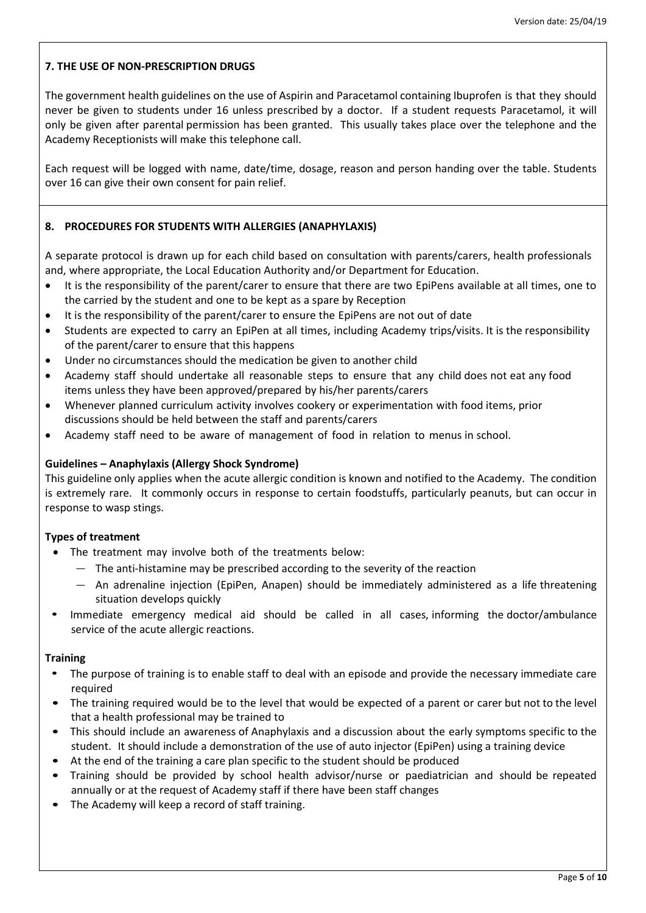## 7. THE USE OF NON-PRESCRIPTION DRUGS

The government health guidelines on the use of Aspirin and Paracetamol containing Ibuprofen is that they should never be given to students under 16 unless prescribed by a doctor. If a student requests Paracetamol, it will only be given after parental permission has been granted. This usually takes place over the telephone and the Academy Receptionists will make this telephone call.

Each request will be logged with name, date/time, dosage, reason and person handing over the table. Students over 16 can give their own consent for pain relief.

## 8. PROCEDURES FOR STUDENTS WITH ALLERGIES (ANAPHYLAXIS)

A separate protocol is drawn up for each child based on consultation with parents/carers, health professionals and, where appropriate, the Local Education Authority and/or Department for Education.

- It is the responsibility of the parent/carer to ensure that there are two EpiPens available at all times, one to the carried by the student and one to be kept as a spare by Reception
- It is the responsibility of the parent/carer to ensure the EpiPens are not out of date
- Students are expected to carry an EpiPen at all times, including Academy trips/visits. It is the responsibility of the parent/carer to ensure that this happens
- Under no circumstances should the medication be given to another child
- Academy staff should undertake all reasonable steps to ensure that any child does not eat any food items unless they have been approved/prepared by his/her parents/carers
- Whenever planned curriculum activity involves cookery or experimentation with food items, prior discussions should be held between the staff and parents/carers
- Academy staff need to be aware of management of food in relation to menus in school.

### Guidelines – Anaphylaxis (Allergy Shock Syndrome)

This guideline only applies when the acute allergic condition is known and notified to the Academy. The condition is extremely rare. It commonly occurs in response to certain foodstuffs, particularly peanuts, but can occur in response to wasp stings.

### Types of treatment

- The treatment may involve both of the treatments below:
  - The anti-histamine may be prescribed according to the severity of the reaction
  - An adrenaline injection (EpiPen, Anapen) should be immediately administered as a life threatening situation develops quickly
- Immediate emergency medical aid should be called in all cases, informing the doctor/ambulance service of the acute allergic reactions.

### Training

- The purpose of training is to enable staff to deal with an episode and provide the necessary immediate care required
- The training required would be to the level that would be expected of a parent or carer but not to the level that a health professional may be trained to
- This should include an awareness of Anaphylaxis and a discussion about the early symptoms specific to the student. It should include a demonstration of the use of auto injector (EpiPen) using a training device
- At the end of the training a care plan specific to the student should be produced
- Training should be provided by school health advisor/nurse or paediatrician and should be repeated annually or at the request of Academy staff if there have been staff changes
- The Academy will keep a record of staff training.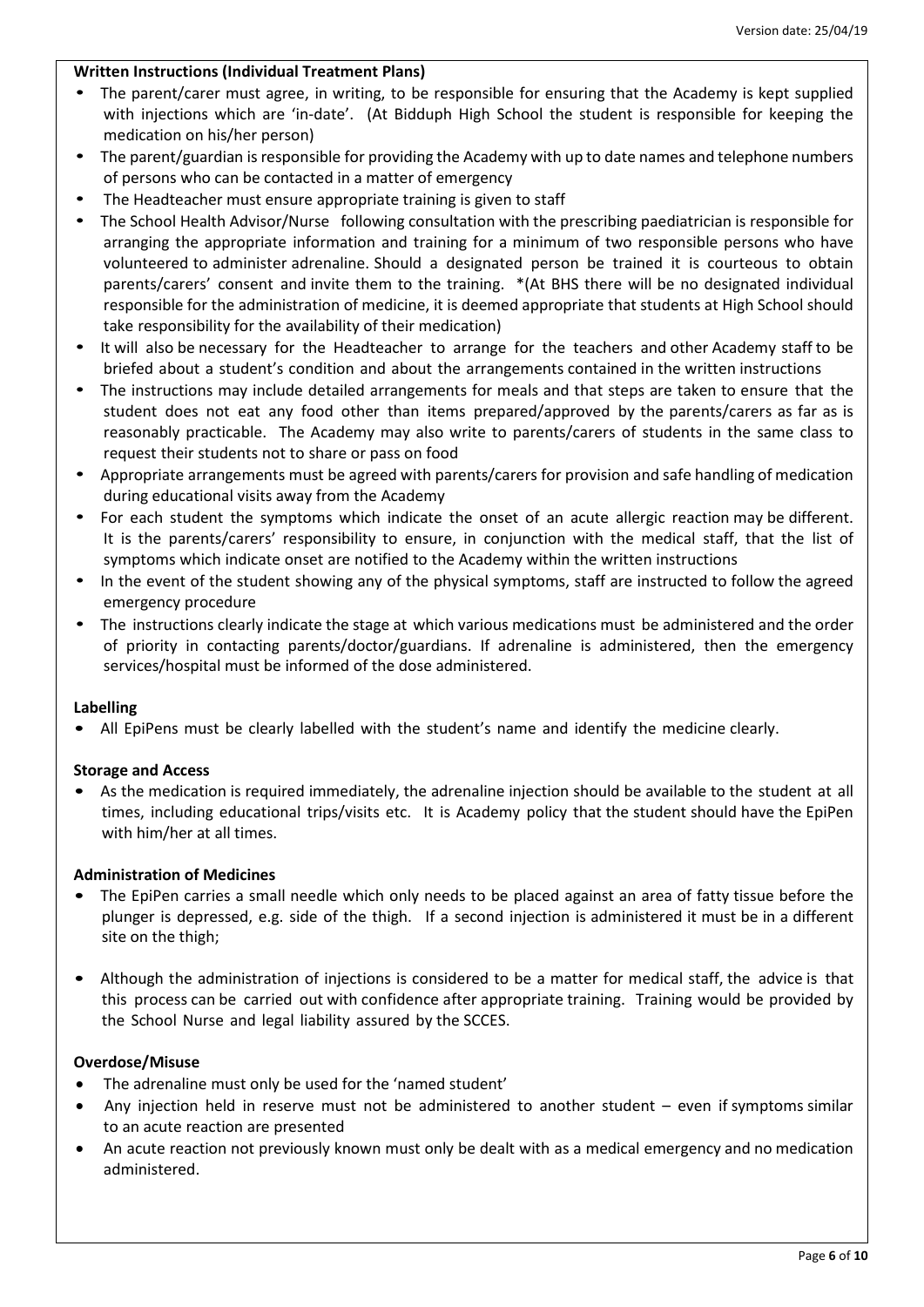**Written Instructions (Individual Treatment Plans)**

- The parent/carer must agree, in writing, to be responsible for ensuring that the Academy is kept supplied with injections which are 'in-date'. (At Bidduph High School the student is responsible for keeping the medication on his/her person)
- The parent/guardian is responsible for providing the Academy with up to date names and telephone numbers of persons who can be contacted in a matter of emergency
- The Headteacher must ensure appropriate training is given to staff
- The School Health Advisor/Nurse following consultation with the prescribing paediatrician is responsible for arranging the appropriate information and training for a minimum of two responsible persons who have volunteered to administer adrenaline. Should a designated person be trained it is courteous to obtain parents/carers' consent and invite them to the training. *(At BHS there will be no designated individual responsible for the administration of medicine, it is deemed appropriate that students at High School should take responsibility for the availability of their medication)
- It will also be necessary for the Headteacher to arrange for the teachers and other Academy staff to be briefed about a student's condition and about the arrangements contained in the written instructions
- The instructions may include detailed arrangements for meals and that steps are taken to ensure that the student does not eat any food other than items prepared/approved by the parents/carers as far as is reasonably practicable. The Academy may also write to parents/carers of students in the same class to request their students not to share or pass on food
- Appropriate arrangements must be agreed with parents/carers for provision and safe handling of medication during educational visits away from the Academy
- For each student the symptoms which indicate the onset of an acute allergic reaction may be different. It is the parents/carers' responsibility to ensure, in conjunction with the medical staff, that the list of symptoms which indicate onset are notified to the Academy within the written instructions
- In the event of the student showing any of the physical symptoms, staff are instructed to follow the agreed emergency procedure
- The instructions clearly indicate the stage at which various medications must be administered and the order of priority in contacting parents/doctor/guardians. If adrenaline is administered, then the emergency services/hospital must be informed of the dose administered.

**Labelling**

- All EpiPens must be clearly labelled with the student's name and identify the medicine clearly.

**Storage and Access**

- As the medication is required immediately, the adrenaline injection should be available to the student at all times, including educational trips/visits etc. It is Academy policy that the student should have the EpiPen with him/her at all times.

**Administration of Medicines**

- The EpiPen carries a small needle which only needs to be placed against an area of fatty tissue before the plunger is depressed, e.g. side of the thigh. If a second injection is administered it must be in a different site on the thigh;

- Although the administration of injections is considered to be a matter for medical staff, the advice is that this process can be carried out with confidence after appropriate training. Training would be provided by the School Nurse and legal liability assured by the SCCES.

**Overdose/Misuse**

- The adrenaline must only be used for the 'named student'
- Any injection held in reserve must not be administered to another student – even if symptoms similar to an acute reaction are presented
- An acute reaction not previously known must only be dealt with as a medical emergency and no medication administered.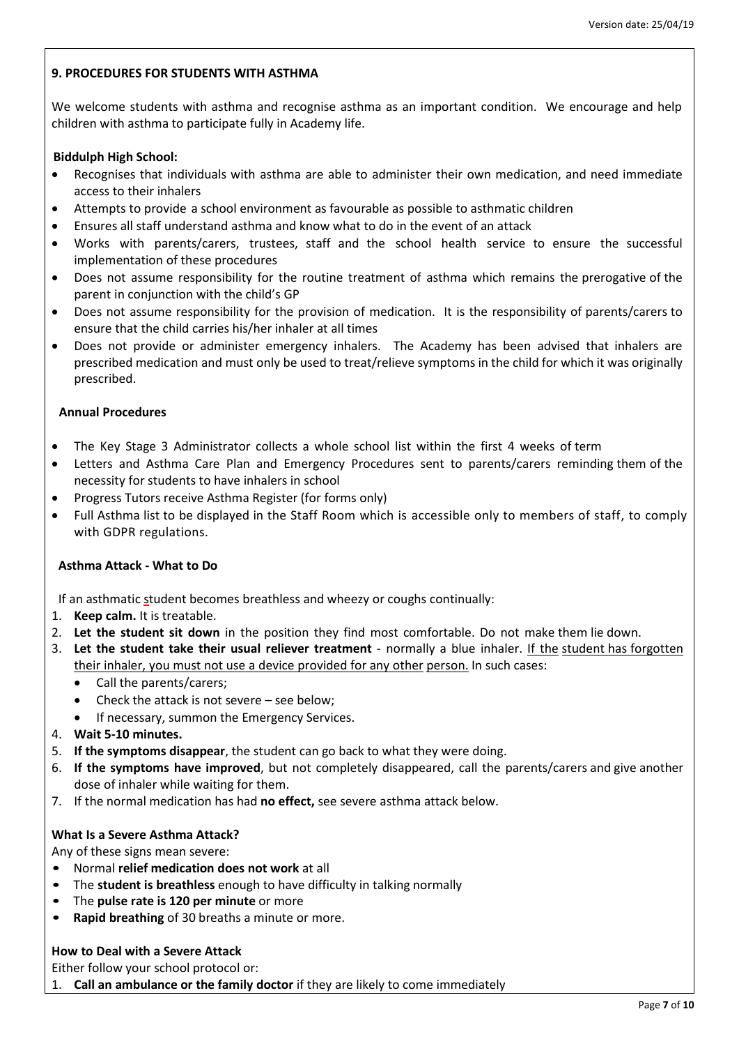## 9. PROCEDURES FOR STUDENTS WITH ASTHMA

We welcome students with asthma and recognise asthma as an important condition. We encourage and help children with asthma to participate fully in Academy life.

**Biddulph High School:**

- Recognises that individuals with asthma are able to administer their own medication, and need immediate access to their inhalers
- Attempts to provide a school environment as favourable as possible to asthmatic children
- Ensures all staff understand asthma and know what to do in the event of an attack
- Works with parents/carers, trustees, staff and the school health service to ensure the successful implementation of these procedures
- Does not assume responsibility for the routine treatment of asthma which remains the prerogative of the parent in conjunction with the child's GP
- Does not assume responsibility for the provision of medication. It is the responsibility of parents/carers to ensure that the child carries his/her inhaler at all times
- Does not provide or administer emergency inhalers. The Academy has been advised that inhalers are prescribed medication and must only be used to treat/relieve symptoms in the child for which it was originally prescribed.

**Annual Procedures**

- The Key Stage 3 Administrator collects a whole school list within the first 4 weeks of term
- Letters and Asthma Care Plan and Emergency Procedures sent to parents/carers reminding them of the necessity for students to have inhalers in school
- Progress Tutors receive Asthma Register (for forms only)
- Full Asthma list to be displayed in the Staff Room which is accessible only to members of staff, to comply with GDPR regulations.

**Asthma Attack - What to Do**

If an asthmatic student becomes breathless and wheezy or coughs continually:

1. **Keep calm.** It is treatable.
2. **Let the student sit down** in the position they find most comfortable. Do not make them lie down.
3. **Let the student take their usual reliever treatment** - normally a blue inhaler. <u>If the student has forgotten their inhaler, you must not use a device provided for any other person.</u> In such cases:
   - Call the parents/carers;
   - Check the attack is not severe – see below;
   - If necessary, summon the Emergency Services.
4. **Wait 5-10 minutes.**
5. **If the symptoms disappear**, the student can go back to what they were doing.
6. **If the symptoms have improved**, but not completely disappeared, call the parents/carers and give another dose of inhaler while waiting for them.
7. If the normal medication has had **no effect,** see severe asthma attack below.

**What Is a Severe Asthma Attack?**

Any of these signs mean severe:

- Normal **relief medication does not work** at all
- The **student is breathless** enough to have difficulty in talking normally
- The **pulse rate is 120 per minute** or more
- **Rapid breathing** of 30 breaths a minute or more.

**How to Deal with a Severe Attack**

Either follow your school protocol or:

1. **Call an ambulance or the family doctor** if they are likely to come immediately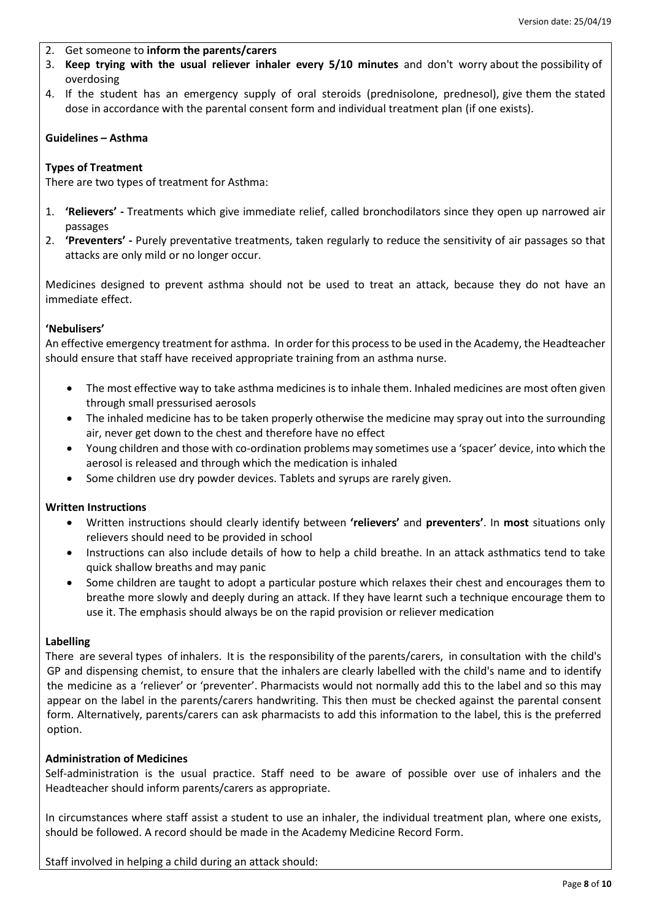2. Get someone to **inform the parents/carers**
3. **Keep trying with the usual reliever inhaler every 5/10 minutes** and don't worry about the possibility of overdosing
4. If the student has an emergency supply of oral steroids (prednisolone, prednesol), give them the stated dose in accordance with the parental consent form and individual treatment plan (if one exists).

**Guidelines – Asthma**

**Types of Treatment**

There are two types of treatment for Asthma:

1. **'Relievers' -** Treatments which give immediate relief, called bronchodilators since they open up narrowed air passages
2. **'Preventers' -** Purely preventative treatments, taken regularly to reduce the sensitivity of air passages so that attacks are only mild or no longer occur.

Medicines designed to prevent asthma should not be used to treat an attack, because they do not have an immediate effect.

**'Nebulisers'**

An effective emergency treatment for asthma. In order for this process to be used in the Academy, the Headteacher should ensure that staff have received appropriate training from an asthma nurse.

- The most effective way to take asthma medicines is to inhale them. Inhaled medicines are most often given through small pressurised aerosols
- The inhaled medicine has to be taken properly otherwise the medicine may spray out into the surrounding air, never get down to the chest and therefore have no effect
- Young children and those with co-ordination problems may sometimes use a 'spacer' device, into which the aerosol is released and through which the medication is inhaled
- Some children use dry powder devices. Tablets and syrups are rarely given.

**Written Instructions**

- Written instructions should clearly identify between **'relievers'** and **preventers'**. In **most** situations only relievers should need to be provided in school
- Instructions can also include details of how to help a child breathe. In an attack asthmatics tend to take quick shallow breaths and may panic
- Some children are taught to adopt a particular posture which relaxes their chest and encourages them to breathe more slowly and deeply during an attack. If they have learnt such a technique encourage them to use it. The emphasis should always be on the rapid provision or reliever medication

**Labelling**

There are several types of inhalers. It is the responsibility of the parents/carers, in consultation with the child's GP and dispensing chemist, to ensure that the inhalers are clearly labelled with the child's name and to identify the medicine as a 'reliever' or 'preventer'. Pharmacists would not normally add this to the label and so this may appear on the label in the parents/carers handwriting. This then must be checked against the parental consent form. Alternatively, parents/carers can ask pharmacists to add this information to the label, this is the preferred option.

**Administration of Medicines**

Self-administration is the usual practice. Staff need to be aware of possible over use of inhalers and the Headteacher should inform parents/carers as appropriate.

In circumstances where staff assist a student to use an inhaler, the individual treatment plan, where one exists, should be followed. A record should be made in the Academy Medicine Record Form.

Staff involved in helping a child during an attack should: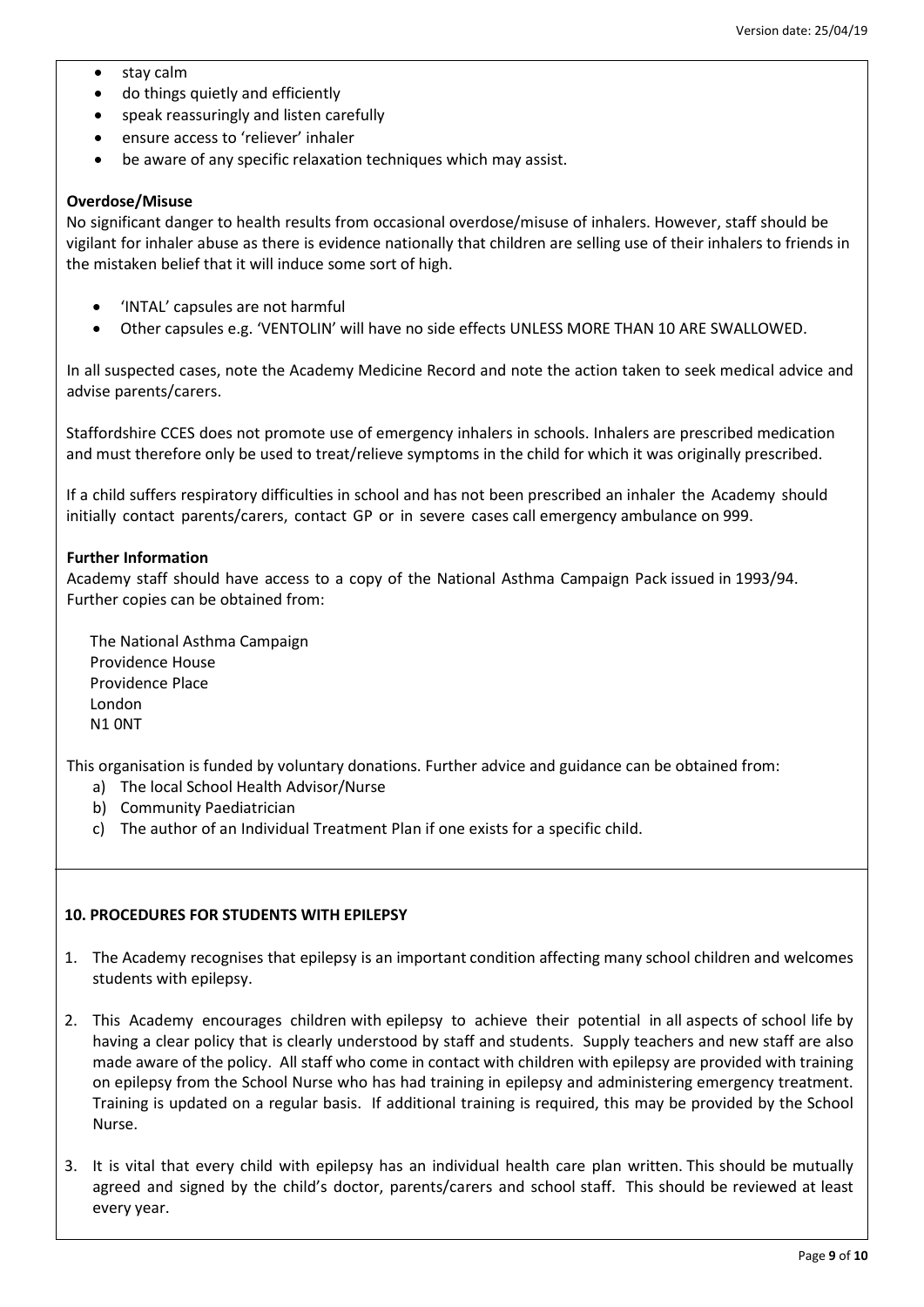- stay calm
- do things quietly and efficiently
- speak reassuringly and listen carefully
- ensure access to 'reliever' inhaler
- be aware of any specific relaxation techniques which may assist.

**Overdose/Misuse**

No significant danger to health results from occasional overdose/misuse of inhalers. However, staff should be vigilant for inhaler abuse as there is evidence nationally that children are selling use of their inhalers to friends in the mistaken belief that it will induce some sort of high.

- 'INTAL' capsules are not harmful
- Other capsules e.g. 'VENTOLIN' will have no side effects UNLESS MORE THAN 10 ARE SWALLOWED.

In all suspected cases, note the Academy Medicine Record and note the action taken to seek medical advice and advise parents/carers.

Staffordshire CCES does not promote use of emergency inhalers in schools. Inhalers are prescribed medication and must therefore only be used to treat/relieve symptoms in the child for which it was originally prescribed.

If a child suffers respiratory difficulties in school and has not been prescribed an inhaler the Academy should initially contact parents/carers, contact GP or in severe cases call emergency ambulance on 999.

**Further Information**

Academy staff should have access to a copy of the National Asthma Campaign Pack issued in 1993/94. Further copies can be obtained from:

The National Asthma Campaign
Providence House
Providence Place
London
N1 0NT

This organisation is funded by voluntary donations. Further advice and guidance can be obtained from:

a) The local School Health Advisor/Nurse
b) Community Paediatrician
c) The author of an Individual Treatment Plan if one exists for a specific child.

**10. PROCEDURES FOR STUDENTS WITH EPILEPSY**

1. The Academy recognises that epilepsy is an important condition affecting many school children and welcomes students with epilepsy.
2. This Academy encourages children with epilepsy to achieve their potential in all aspects of school life by having a clear policy that is clearly understood by staff and students. Supply teachers and new staff are also made aware of the policy. All staff who come in contact with children with epilepsy are provided with training on epilepsy from the School Nurse who has had training in epilepsy and administering emergency treatment. Training is updated on a regular basis. If additional training is required, this may be provided by the School Nurse.
3. It is vital that every child with epilepsy has an individual health care plan written. This should be mutually agreed and signed by the child's doctor, parents/carers and school staff. This should be reviewed at least every year.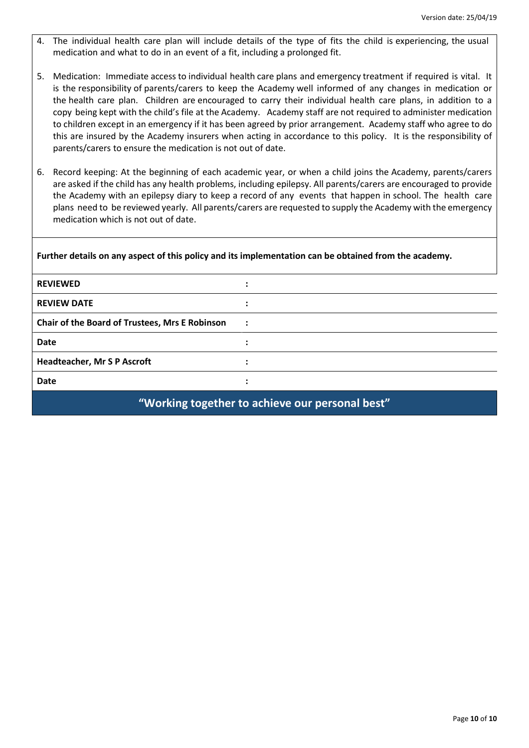4. The individual health care plan will include details of the type of fits the child is experiencing, the usual medication and what to do in an event of a fit, including a prolonged fit.

5. Medication: Immediate access to individual health care plans and emergency treatment if required is vital. It is the responsibility of parents/carers to keep the Academy well informed of any changes in medication or the health care plan. Children are encouraged to carry their individual health care plans, in addition to a copy being kept with the child's file at the Academy. Academy staff are not required to administer medication to children except in an emergency if it has been agreed by prior arrangement. Academy staff who agree to do this are insured by the Academy insurers when acting in accordance to this policy. It is the responsibility of parents/carers to ensure the medication is not out of date.

6. Record keeping: At the beginning of each academic year, or when a child joins the Academy, parents/carers are asked if the child has any health problems, including epilepsy. All parents/carers are encouraged to provide the Academy with an epilepsy diary to keep a record of any events that happen in school. The health care plans need to be reviewed yearly. All parents/carers are requested to supply the Academy with the emergency medication which is not out of date.

**Further details on any aspect of this policy and its implementation can be obtained from the academy.**

| | | |
|---|---|---|
| **REVIEWED** | : | |
| **REVIEW DATE** | : | |
| **Chair of the Board of Trustees, Mrs E Robinson** | : | |
| **Date** | : | |
| **Headteacher, Mr S P Ascroft** | : | |
| **Date** | : | |

**"Working together to achieve our personal best"**